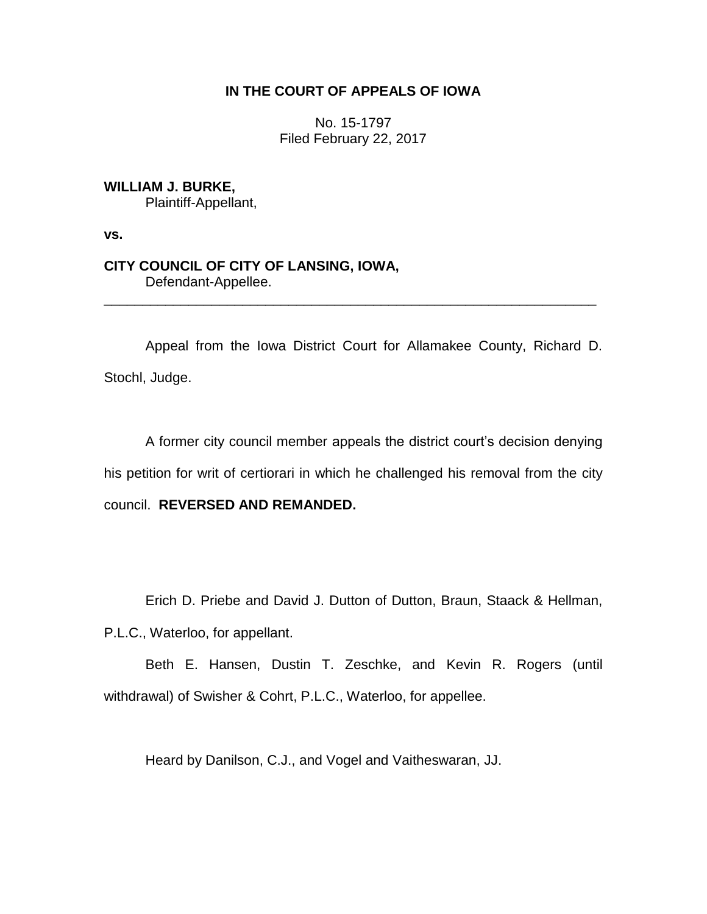**IN THE COURT OF APPEALS OF IOWA**

No. 15-1797
Filed February 22, 2017

**WILLIAM J. BURKE,**
Plaintiff-Appellant,

**vs.**

**CITY COUNCIL OF CITY OF LANSING, IOWA,**
Defendant-Appellee.

---

Appeal from the Iowa District Court for Allamakee County, Richard D. Stochl, Judge.

A former city council member appeals the district court's decision denying his petition for writ of certiorari in which he challenged his removal from the city council. **REVERSED AND REMANDED.**

Erich D. Priebe and David J. Dutton of Dutton, Braun, Staack & Hellman, P.L.C., Waterloo, for appellant.

Beth E. Hansen, Dustin T. Zeschke, and Kevin R. Rogers (until withdrawal) of Swisher & Cohrt, P.L.C., Waterloo, for appellee.

Heard by Danilson, C.J., and Vogel and Vaitheswaran, JJ.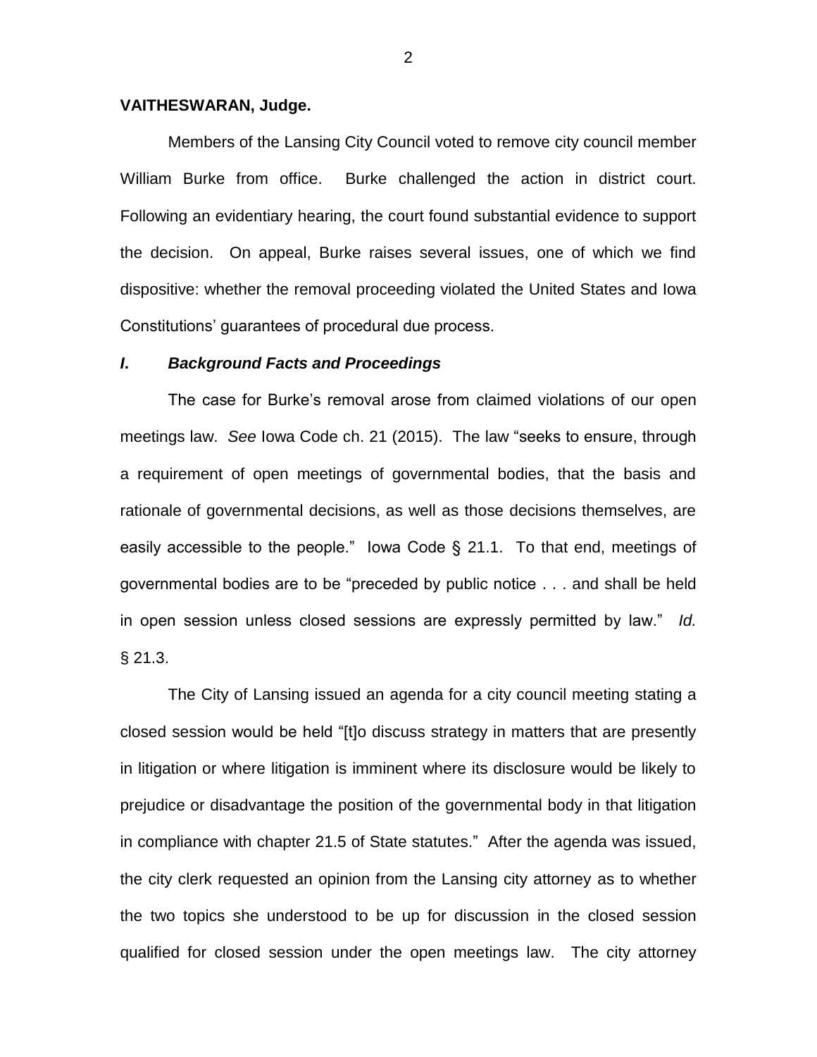**VAITHESWARAN, Judge.**

Members of the Lansing City Council voted to remove city council member William Burke from office. Burke challenged the action in district court. Following an evidentiary hearing, the court found substantial evidence to support the decision. On appeal, Burke raises several issues, one of which we find dispositive: whether the removal proceeding violated the United States and Iowa Constitutions' guarantees of procedural due process.

### *I. Background Facts and Proceedings*

The case for Burke's removal arose from claimed violations of our open meetings law. *See* Iowa Code ch. 21 (2015). The law "seeks to ensure, through a requirement of open meetings of governmental bodies, that the basis and rationale of governmental decisions, as well as those decisions themselves, are easily accessible to the people." Iowa Code § 21.1. To that end, meetings of governmental bodies are to be "preceded by public notice . . . and shall be held in open session unless closed sessions are expressly permitted by law." *Id.* § 21.3.

The City of Lansing issued an agenda for a city council meeting stating a closed session would be held "[t]o discuss strategy in matters that are presently in litigation or where litigation is imminent where its disclosure would be likely to prejudice or disadvantage the position of the governmental body in that litigation in compliance with chapter 21.5 of State statutes." After the agenda was issued, the city clerk requested an opinion from the Lansing city attorney as to whether the two topics she understood to be up for discussion in the closed session qualified for closed session under the open meetings law. The city attorney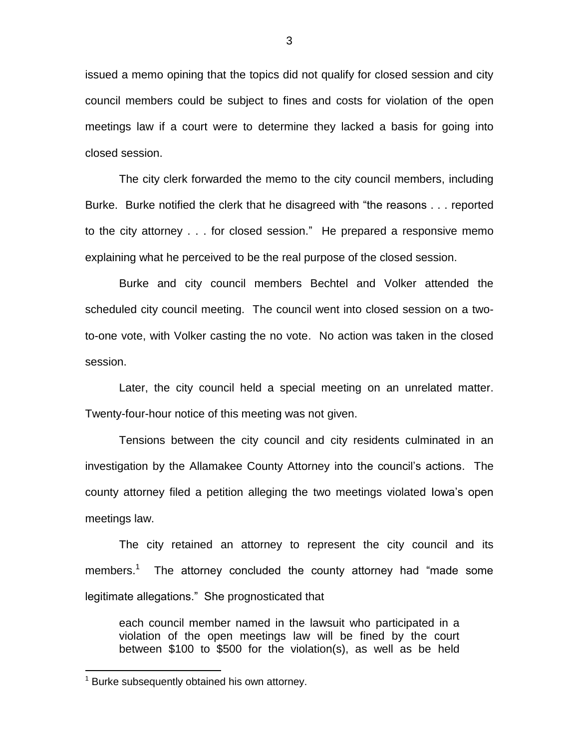issued a memo opining that the topics did not qualify for closed session and city council members could be subject to fines and costs for violation of the open meetings law if a court were to determine they lacked a basis for going into closed session.

The city clerk forwarded the memo to the city council members, including Burke. Burke notified the clerk that he disagreed with "the reasons . . . reported to the city attorney . . . for closed session." He prepared a responsive memo explaining what he perceived to be the real purpose of the closed session.

Burke and city council members Bechtel and Volker attended the scheduled city council meeting. The council went into closed session on a two-to-one vote, with Volker casting the no vote. No action was taken in the closed session.

Later, the city council held a special meeting on an unrelated matter. Twenty-four-hour notice of this meeting was not given.

Tensions between the city council and city residents culminated in an investigation by the Allamakee County Attorney into the council's actions. The county attorney filed a petition alleging the two meetings violated Iowa's open meetings law.

The city retained an attorney to represent the city council and its members.[1] The attorney concluded the county attorney had "made some legitimate allegations." She prognosticated that

> each council member named in the lawsuit who participated in a violation of the open meetings law will be fined by the court between $100 to $500 for the violation(s), as well as be held

[1] Burke subsequently obtained his own attorney.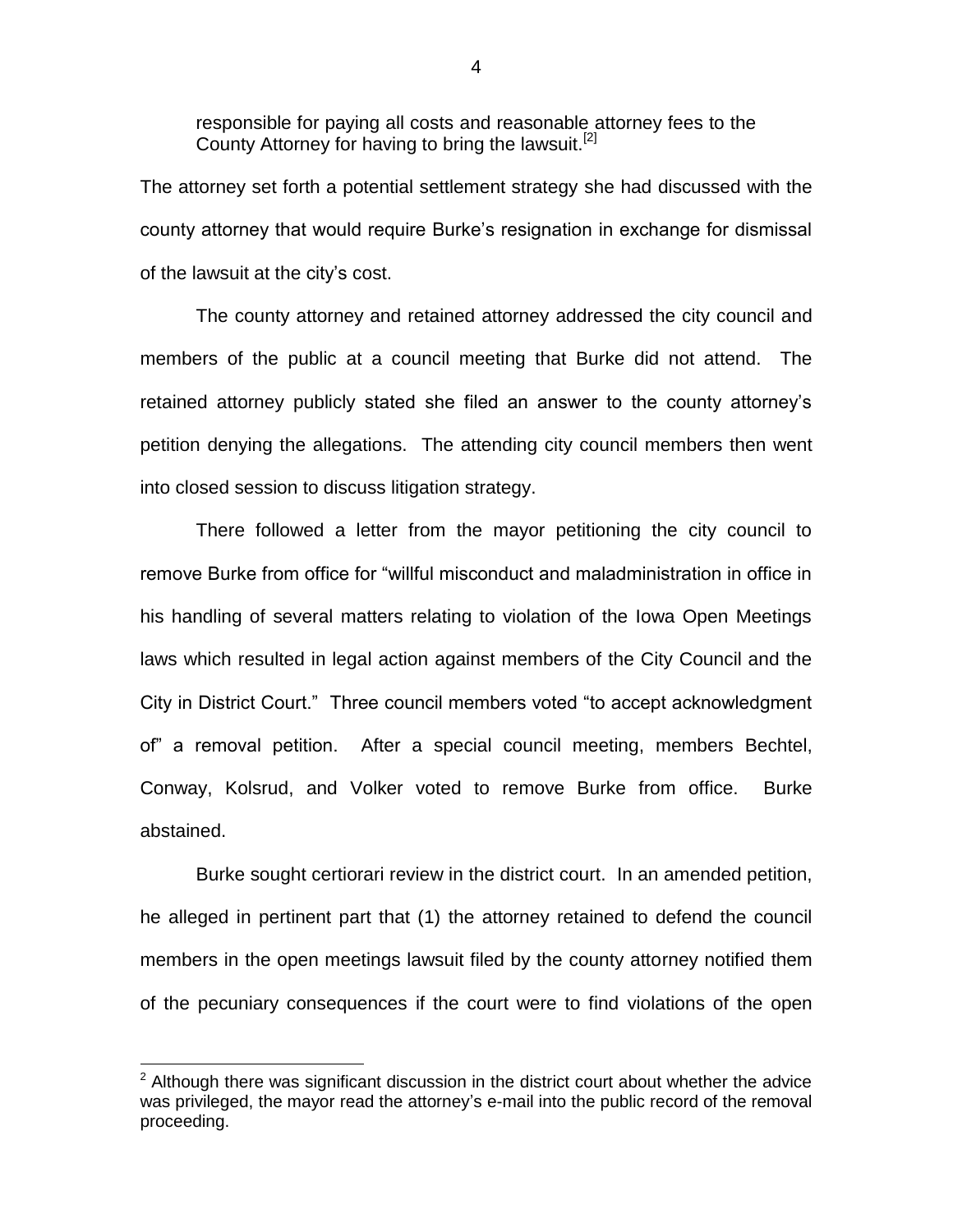> responsible for paying all costs and reasonable attorney fees to the County Attorney for having to bring the lawsuit.[2]

The attorney set forth a potential settlement strategy she had discussed with the county attorney that would require Burke's resignation in exchange for dismissal of the lawsuit at the city's cost.

The county attorney and retained attorney addressed the city council and members of the public at a council meeting that Burke did not attend. The retained attorney publicly stated she filed an answer to the county attorney's petition denying the allegations. The attending city council members then went into closed session to discuss litigation strategy.

There followed a letter from the mayor petitioning the city council to remove Burke from office for "willful misconduct and maladministration in office in his handling of several matters relating to violation of the Iowa Open Meetings laws which resulted in legal action against members of the City Council and the City in District Court." Three council members voted "to accept acknowledgment of" a removal petition. After a special council meeting, members Bechtel, Conway, Kolsrud, and Volker voted to remove Burke from office. Burke abstained.

Burke sought certiorari review in the district court. In an amended petition, he alleged in pertinent part that (1) the attorney retained to defend the council members in the open meetings lawsuit filed by the county attorney notified them of the pecuniary consequences if the court were to find violations of the open

---

[2] Although there was significant discussion in the district court about whether the advice was privileged, the mayor read the attorney's e-mail into the public record of the removal proceeding.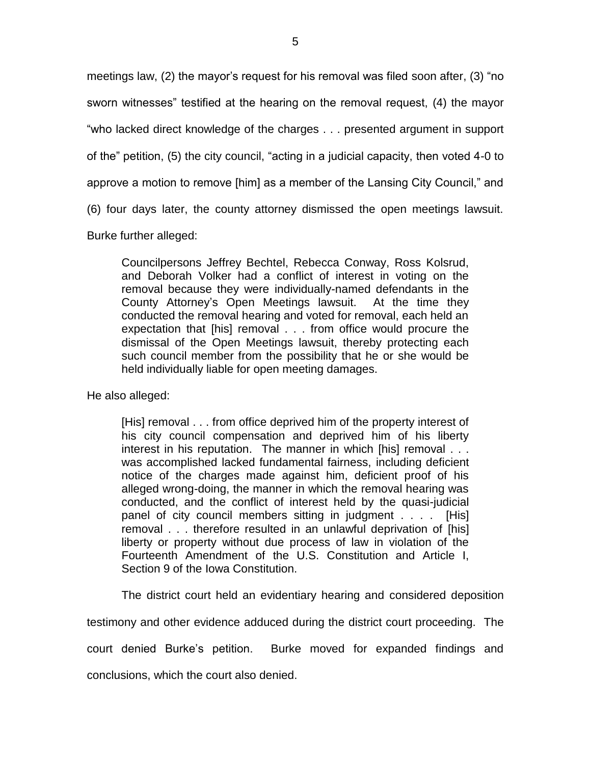meetings law, (2) the mayor's request for his removal was filed soon after, (3) "no sworn witnesses" testified at the hearing on the removal request, (4) the mayor "who lacked direct knowledge of the charges . . . presented argument in support of the" petition, (5) the city council, "acting in a judicial capacity, then voted 4-0 to approve a motion to remove [him] as a member of the Lansing City Council," and (6) four days later, the county attorney dismissed the open meetings lawsuit. Burke further alleged:

> Councilpersons Jeffrey Bechtel, Rebecca Conway, Ross Kolsrud, and Deborah Volker had a conflict of interest in voting on the removal because they were individually-named defendants in the County Attorney's Open Meetings lawsuit. At the time they conducted the removal hearing and voted for removal, each held an expectation that [his] removal . . . from office would procure the dismissal of the Open Meetings lawsuit, thereby protecting each such council member from the possibility that he or she would be held individually liable for open meeting damages.

He also alleged:

> [His] removal . . . from office deprived him of the property interest of his city council compensation and deprived him of his liberty interest in his reputation. The manner in which [his] removal . . . was accomplished lacked fundamental fairness, including deficient notice of the charges made against him, deficient proof of his alleged wrong-doing, the manner in which the removal hearing was conducted, and the conflict of interest held by the quasi-judicial panel of city council members sitting in judgment . . . . [His] removal . . . therefore resulted in an unlawful deprivation of [his] liberty or property without due process of law in violation of the Fourteenth Amendment of the U.S. Constitution and Article I, Section 9 of the Iowa Constitution.

The district court held an evidentiary hearing and considered deposition testimony and other evidence adduced during the district court proceeding. The court denied Burke's petition. Burke moved for expanded findings and conclusions, which the court also denied.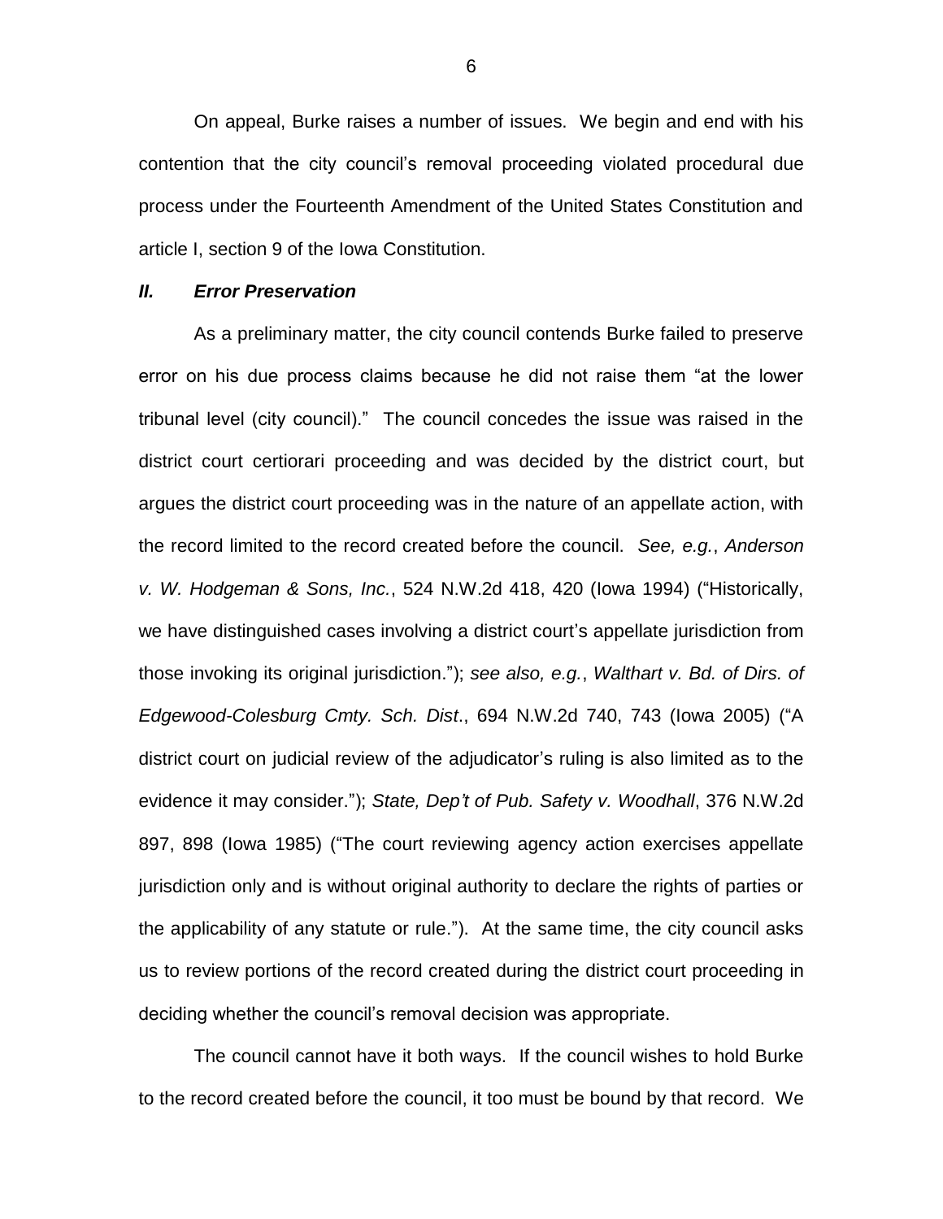On appeal, Burke raises a number of issues. We begin and end with his contention that the city council's removal proceeding violated procedural due process under the Fourteenth Amendment of the United States Constitution and article I, section 9 of the Iowa Constitution.

### ***II. Error Preservation***

As a preliminary matter, the city council contends Burke failed to preserve error on his due process claims because he did not raise them "at the lower tribunal level (city council)." The council concedes the issue was raised in the district court certiorari proceeding and was decided by the district court, but argues the district court proceeding was in the nature of an appellate action, with the record limited to the record created before the council. *See, e.g.*, *Anderson v. W. Hodgeman & Sons, Inc.*, 524 N.W.2d 418, 420 (Iowa 1994) ("Historically, we have distinguished cases involving a district court's appellate jurisdiction from those invoking its original jurisdiction."); *see also, e.g.*, *Walthart v. Bd. of Dirs. of Edgewood-Colesburg Cmty. Sch. Dist*., 694 N.W.2d 740, 743 (Iowa 2005) ("A district court on judicial review of the adjudicator's ruling is also limited as to the evidence it may consider."); *State, Dep't of Pub. Safety v. Woodhall*, 376 N.W.2d 897, 898 (Iowa 1985) ("The court reviewing agency action exercises appellate jurisdiction only and is without original authority to declare the rights of parties or the applicability of any statute or rule."). At the same time, the city council asks us to review portions of the record created during the district court proceeding in deciding whether the council's removal decision was appropriate.

The council cannot have it both ways. If the council wishes to hold Burke to the record created before the council, it too must be bound by that record. We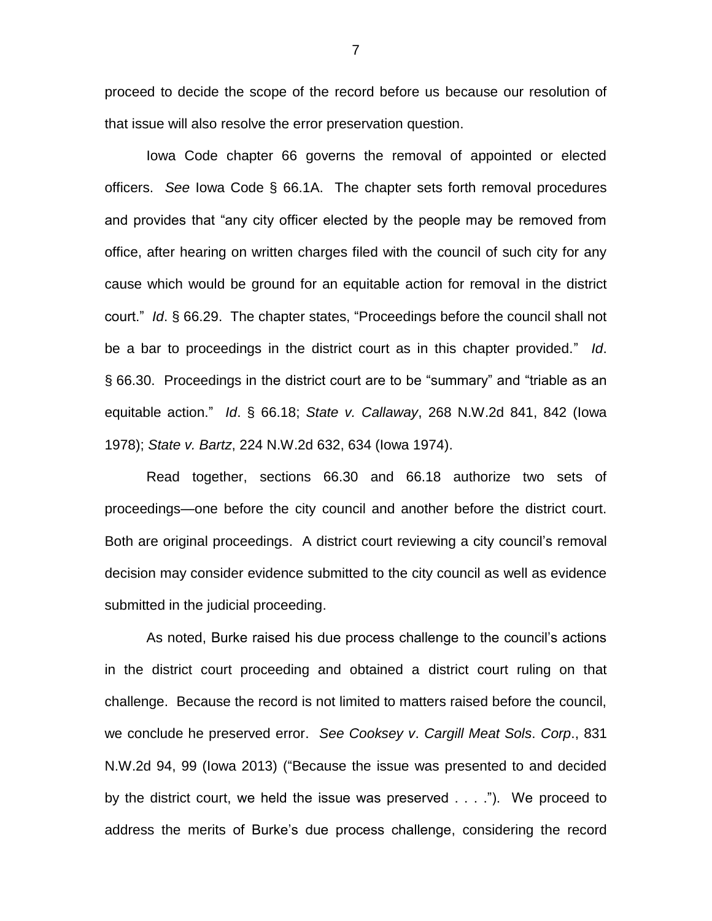proceed to decide the scope of the record before us because our resolution of that issue will also resolve the error preservation question.

Iowa Code chapter 66 governs the removal of appointed or elected officers. *See* Iowa Code § 66.1A. The chapter sets forth removal procedures and provides that "any city officer elected by the people may be removed from office, after hearing on written charges filed with the council of such city for any cause which would be ground for an equitable action for removal in the district court." *Id*. § 66.29. The chapter states, "Proceedings before the council shall not be a bar to proceedings in the district court as in this chapter provided." *Id*. § 66.30. Proceedings in the district court are to be "summary" and "triable as an equitable action." *Id*. § 66.18; *State v. Callaway*, 268 N.W.2d 841, 842 (Iowa 1978); *State v. Bartz*, 224 N.W.2d 632, 634 (Iowa 1974).

Read together, sections 66.30 and 66.18 authorize two sets of proceedings—one before the city council and another before the district court. Both are original proceedings. A district court reviewing a city council's removal decision may consider evidence submitted to the city council as well as evidence submitted in the judicial proceeding.

As noted, Burke raised his due process challenge to the council's actions in the district court proceeding and obtained a district court ruling on that challenge. Because the record is not limited to matters raised before the council, we conclude he preserved error. *See Cooksey v. Cargill Meat Sols. Corp.*, 831 N.W.2d 94, 99 (Iowa 2013) ("Because the issue was presented to and decided by the district court, we held the issue was preserved . . . ."). We proceed to address the merits of Burke's due process challenge, considering the record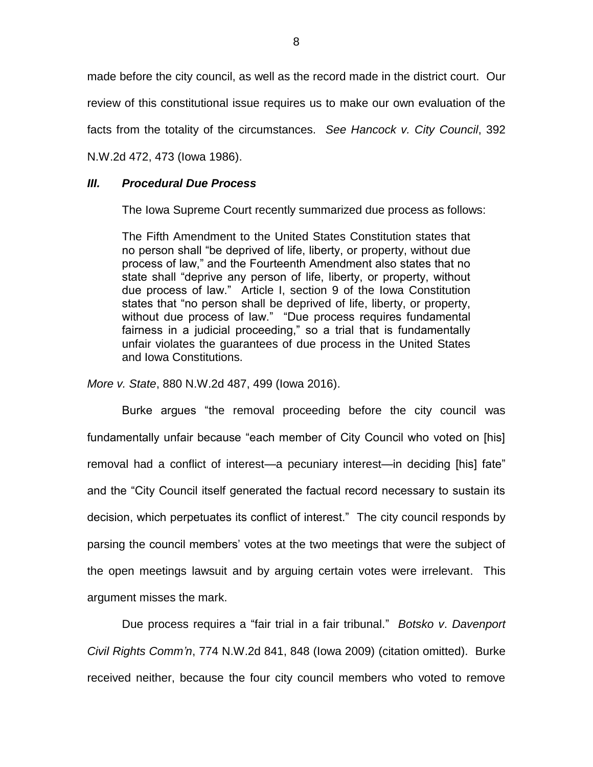made before the city council, as well as the record made in the district court. Our review of this constitutional issue requires us to make our own evaluation of the facts from the totality of the circumstances. *See Hancock v. City Council*, 392 N.W.2d 472, 473 (Iowa 1986).

### ***III. Procedural Due Process***

The Iowa Supreme Court recently summarized due process as follows:

> The Fifth Amendment to the United States Constitution states that no person shall "be deprived of life, liberty, or property, without due process of law," and the Fourteenth Amendment also states that no state shall "deprive any person of life, liberty, or property, without due process of law." Article I, section 9 of the Iowa Constitution states that "no person shall be deprived of life, liberty, or property, without due process of law." "Due process requires fundamental fairness in a judicial proceeding," so a trial that is fundamentally unfair violates the guarantees of due process in the United States and Iowa Constitutions.

*More v. State*, 880 N.W.2d 487, 499 (Iowa 2016).

Burke argues "the removal proceeding before the city council was fundamentally unfair because "each member of City Council who voted on [his] removal had a conflict of interest—a pecuniary interest—in deciding [his] fate" and the "City Council itself generated the factual record necessary to sustain its decision, which perpetuates its conflict of interest." The city council responds by parsing the council members' votes at the two meetings that were the subject of the open meetings lawsuit and by arguing certain votes were irrelevant. This argument misses the mark.

Due process requires a "fair trial in a fair tribunal." *Botsko v. Davenport Civil Rights Comm'n*, 774 N.W.2d 841, 848 (Iowa 2009) (citation omitted). Burke received neither, because the four city council members who voted to remove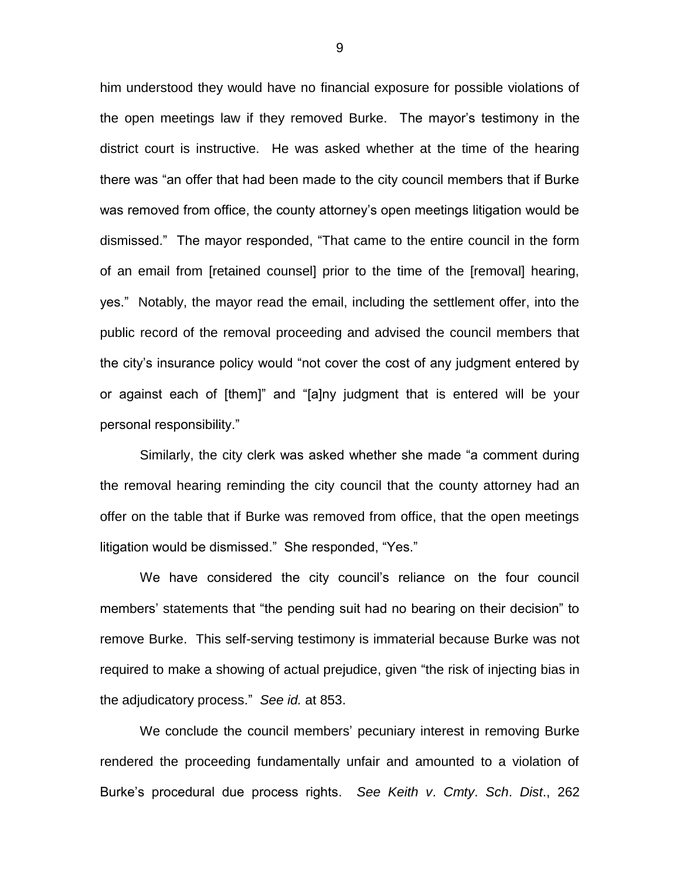him understood they would have no financial exposure for possible violations of the open meetings law if they removed Burke. The mayor's testimony in the district court is instructive. He was asked whether at the time of the hearing there was "an offer that had been made to the city council members that if Burke was removed from office, the county attorney's open meetings litigation would be dismissed." The mayor responded, "That came to the entire council in the form of an email from [retained counsel] prior to the time of the [removal] hearing, yes." Notably, the mayor read the email, including the settlement offer, into the public record of the removal proceeding and advised the council members that the city's insurance policy would "not cover the cost of any judgment entered by or against each of [them]" and "[a]ny judgment that is entered will be your personal responsibility."

Similarly, the city clerk was asked whether she made "a comment during the removal hearing reminding the city council that the county attorney had an offer on the table that if Burke was removed from office, that the open meetings litigation would be dismissed." She responded, "Yes."

We have considered the city council's reliance on the four council members' statements that "the pending suit had no bearing on their decision" to remove Burke. This self-serving testimony is immaterial because Burke was not required to make a showing of actual prejudice, given "the risk of injecting bias in the adjudicatory process." *See id.* at 853.

We conclude the council members' pecuniary interest in removing Burke rendered the proceeding fundamentally unfair and amounted to a violation of Burke's procedural due process rights. *See Keith v. Cmty. Sch. Dist.*, 262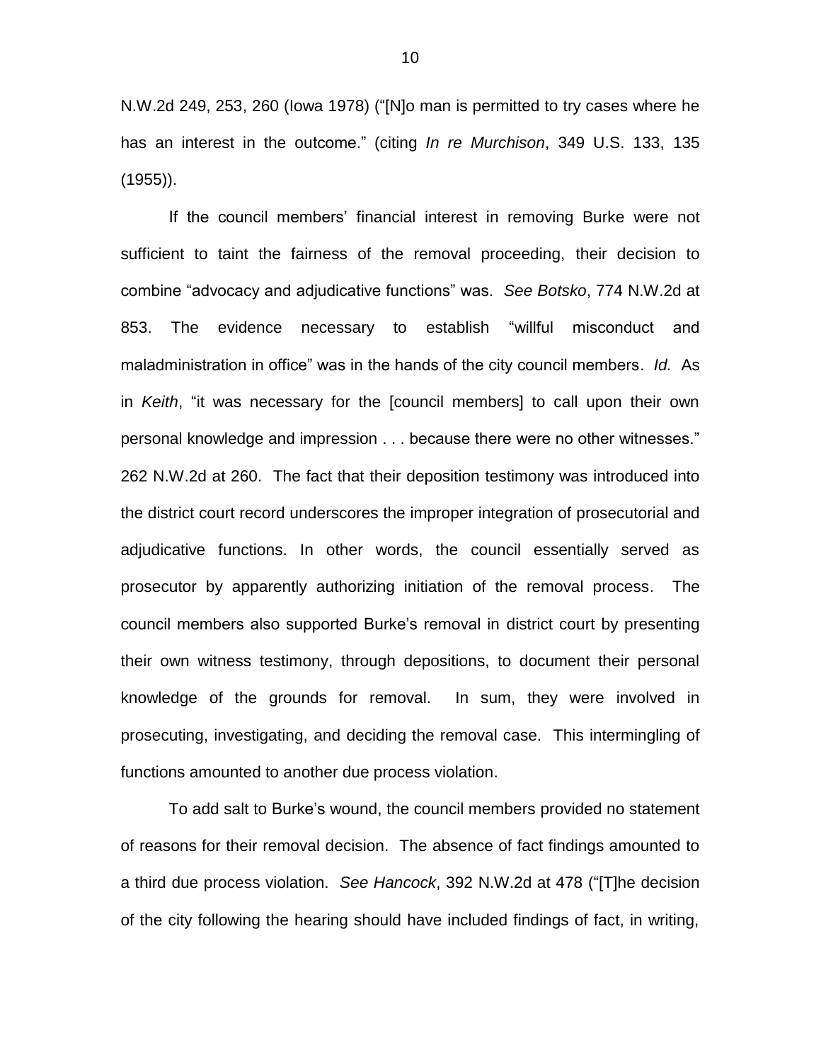N.W.2d 249, 253, 260 (Iowa 1978) ("[N]o man is permitted to try cases where he has an interest in the outcome." (citing *In re Murchison*, 349 U.S. 133, 135 (1955)).

If the council members' financial interest in removing Burke were not sufficient to taint the fairness of the removal proceeding, their decision to combine "advocacy and adjudicative functions" was. *See Botsko*, 774 N.W.2d at 853. The evidence necessary to establish "willful misconduct and maladministration in office" was in the hands of the city council members. *Id.* As in *Keith*, "it was necessary for the [council members] to call upon their own personal knowledge and impression . . . because there were no other witnesses." 262 N.W.2d at 260. The fact that their deposition testimony was introduced into the district court record underscores the improper integration of prosecutorial and adjudicative functions. In other words, the council essentially served as prosecutor by apparently authorizing initiation of the removal process. The council members also supported Burke's removal in district court by presenting their own witness testimony, through depositions, to document their personal knowledge of the grounds for removal. In sum, they were involved in prosecuting, investigating, and deciding the removal case. This intermingling of functions amounted to another due process violation.

To add salt to Burke's wound, the council members provided no statement of reasons for their removal decision. The absence of fact findings amounted to a third due process violation. *See Hancock*, 392 N.W.2d at 478 ("[T]he decision of the city following the hearing should have included findings of fact, in writing,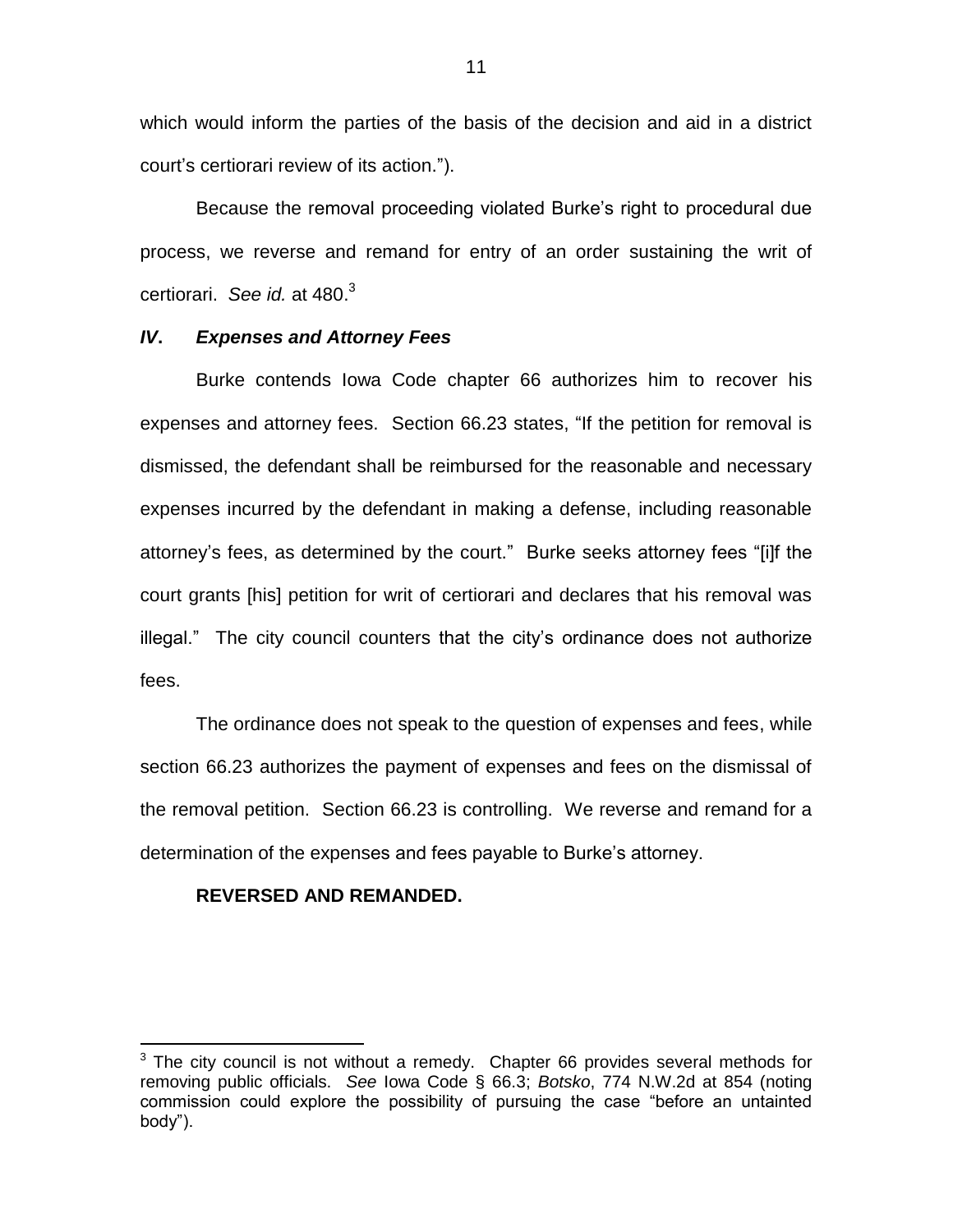which would inform the parties of the basis of the decision and aid in a district court's certiorari review of its action.").

Because the removal proceeding violated Burke's right to procedural due process, we reverse and remand for entry of an order sustaining the writ of certiorari. *See id.* at 480.[3]

### *IV. Expenses and Attorney Fees*

Burke contends Iowa Code chapter 66 authorizes him to recover his expenses and attorney fees. Section 66.23 states, "If the petition for removal is dismissed, the defendant shall be reimbursed for the reasonable and necessary expenses incurred by the defendant in making a defense, including reasonable attorney's fees, as determined by the court." Burke seeks attorney fees "[i]f the court grants [his] petition for writ of certiorari and declares that his removal was illegal." The city council counters that the city's ordinance does not authorize fees.

The ordinance does not speak to the question of expenses and fees, while section 66.23 authorizes the payment of expenses and fees on the dismissal of the removal petition. Section 66.23 is controlling. We reverse and remand for a determination of the expenses and fees payable to Burke's attorney.

**REVERSED AND REMANDED.**

---

[3] The city council is not without a remedy. Chapter 66 provides several methods for removing public officials. *See* Iowa Code § 66.3; *Botsko*, 774 N.W.2d at 854 (noting commission could explore the possibility of pursuing the case "before an untainted body").